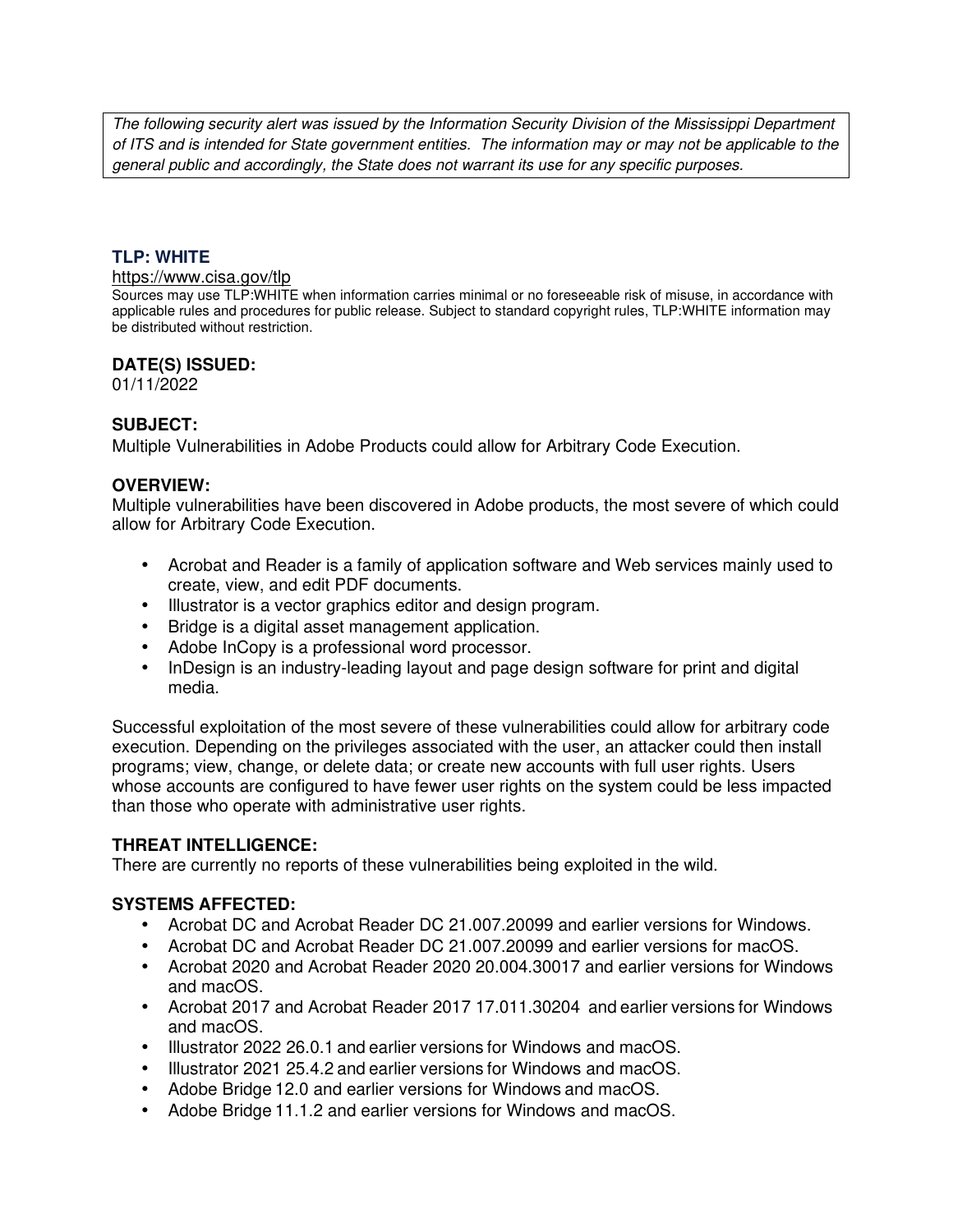*The following security alert was issued by the Information Security Division of the Mississippi Department of ITS and is intended for State government entities. The information may or may not be applicable to the general public and accordingly, the State does not warrant its use for any specific purposes.*

## TLP: WHITE

https://www.cisa.gov/tlp

Sources may use TLP:WHITE when information carries minimal or no foreseeable risk of misuse, in accordance with applicable rules and procedures for public release. Subject to standard copyright rules, TLP:WHITE information may be distributed without restriction.

### DATE(S) ISSUED:

01/11/2022

### SUBJECT:

Multiple Vulnerabilities in Adobe Products could allow for Arbitrary Code Execution.

### OVERVIEW:

Multiple vulnerabilities have been discovered in Adobe products, the most severe of which could allow for Arbitrary Code Execution.

- Acrobat and Reader is a family of application software and Web services mainly used to create, view, and edit PDF documents.
- Illustrator is a vector graphics editor and design program.
- Bridge is a digital asset management application.
- Adobe InCopy is a professional word processor.
- InDesign is an industry-leading layout and page design software for print and digital media.

Successful exploitation of the most severe of these vulnerabilities could allow for arbitrary code execution. Depending on the privileges associated with the user, an attacker could then install programs; view, change, or delete data; or create new accounts with full user rights. Users whose accounts are configured to have fewer user rights on the system could be less impacted than those who operate with administrative user rights.

### THREAT INTELLIGENCE:

There are currently no reports of these vulnerabilities being exploited in the wild.

### SYSTEMS AFFECTED:

- Acrobat DC and Acrobat Reader DC 21.007.20099 and earlier versions for Windows.
- Acrobat DC and Acrobat Reader DC 21.007.20099 and earlier versions for macOS.
- Acrobat 2020 and Acrobat Reader 2020 20.004.30017 and earlier versions for Windows and macOS.
- Acrobat 2017 and Acrobat Reader 2017 17.011.30204 and earlier versions for Windows and macOS.
- Illustrator 2022 26.0.1 and earlier versions for Windows and macOS.
- Illustrator 2021 25.4.2 and earlier versions for Windows and macOS.
- Adobe Bridge 12.0 and earlier versions for Windows and macOS.
- Adobe Bridge 11.1.2 and earlier versions for Windows and macOS.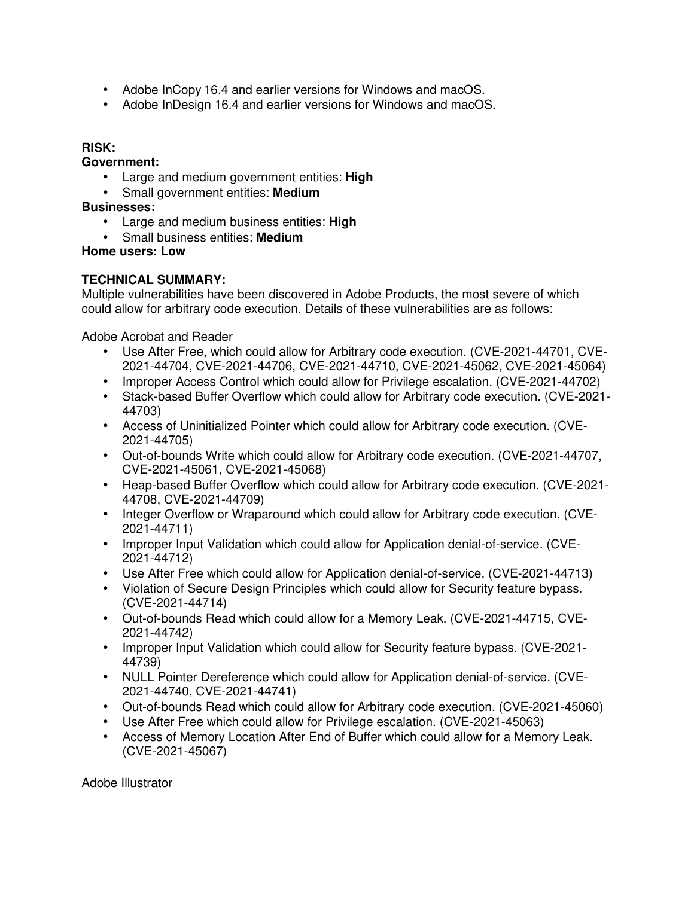- Adobe InCopy 16.4 and earlier versions for Windows and macOS.
- Adobe InDesign 16.4 and earlier versions for Windows and macOS.

**RISK:**

**Government:**

- Large and medium government entities: **High**
- Small government entities: **Medium**

**Businesses:**

- Large and medium business entities: **High**
- Small business entities: **Medium**

**Home users: Low**

**TECHNICAL SUMMARY:**

Multiple vulnerabilities have been discovered in Adobe Products, the most severe of which could allow for arbitrary code execution. Details of these vulnerabilities are as follows:

Adobe Acrobat and Reader

- Use After Free, which could allow for Arbitrary code execution. (CVE-2021-44701, CVE-2021-44704, CVE-2021-44706, CVE-2021-44710, CVE-2021-45062, CVE-2021-45064)
- Improper Access Control which could allow for Privilege escalation. (CVE-2021-44702)
- Stack-based Buffer Overflow which could allow for Arbitrary code execution. (CVE-2021-44703)
- Access of Uninitialized Pointer which could allow for Arbitrary code execution. (CVE-2021-44705)
- Out-of-bounds Write which could allow for Arbitrary code execution. (CVE-2021-44707, CVE-2021-45061, CVE-2021-45068)
- Heap-based Buffer Overflow which could allow for Arbitrary code execution. (CVE-2021-44708, CVE-2021-44709)
- Integer Overflow or Wraparound which could allow for Arbitrary code execution. (CVE-2021-44711)
- Improper Input Validation which could allow for Application denial-of-service. (CVE-2021-44712)
- Use After Free which could allow for Application denial-of-service. (CVE-2021-44713)
- Violation of Secure Design Principles which could allow for Security feature bypass. (CVE-2021-44714)
- Out-of-bounds Read which could allow for a Memory Leak. (CVE-2021-44715, CVE-2021-44742)
- Improper Input Validation which could allow for Security feature bypass. (CVE-2021-44739)
- NULL Pointer Dereference which could allow for Application denial-of-service. (CVE-2021-44740, CVE-2021-44741)
- Out-of-bounds Read which could allow for Arbitrary code execution. (CVE-2021-45060)
- Use After Free which could allow for Privilege escalation. (CVE-2021-45063)
- Access of Memory Location After End of Buffer which could allow for a Memory Leak. (CVE-2021-45067)

Adobe Illustrator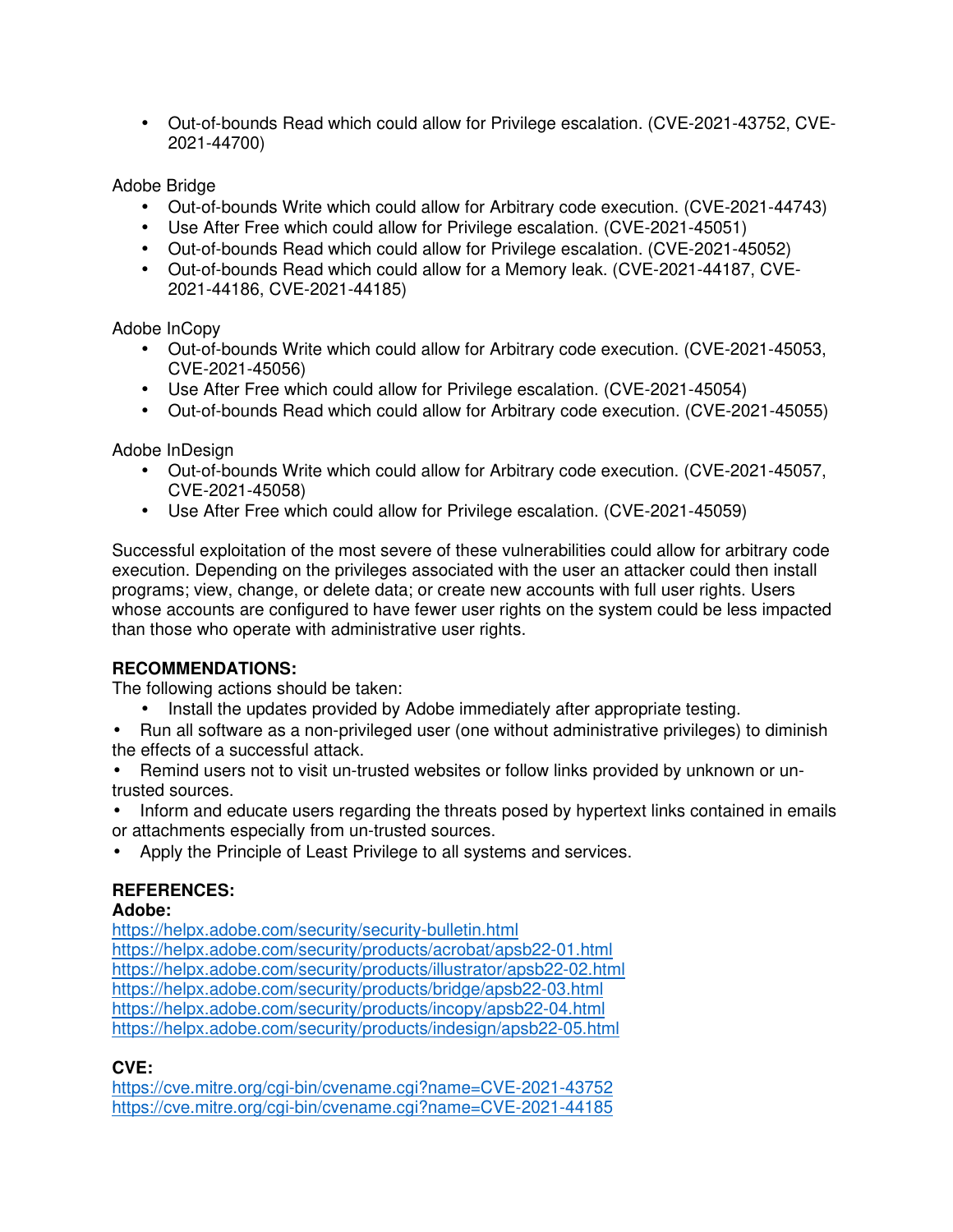- Out-of-bounds Read which could allow for Privilege escalation. (CVE-2021-43752, CVE-2021-44700)

Adobe Bridge

- Out-of-bounds Write which could allow for Arbitrary code execution. (CVE-2021-44743)
- Use After Free which could allow for Privilege escalation. (CVE-2021-45051)
- Out-of-bounds Read which could allow for Privilege escalation. (CVE-2021-45052)
- Out-of-bounds Read which could allow for a Memory leak. (CVE-2021-44187, CVE-2021-44186, CVE-2021-44185)

Adobe InCopy

- Out-of-bounds Write which could allow for Arbitrary code execution. (CVE-2021-45053, CVE-2021-45056)
- Use After Free which could allow for Privilege escalation. (CVE-2021-45054)
- Out-of-bounds Read which could allow for Arbitrary code execution. (CVE-2021-45055)

Adobe InDesign

- Out-of-bounds Write which could allow for Arbitrary code execution. (CVE-2021-45057, CVE-2021-45058)
- Use After Free which could allow for Privilege escalation. (CVE-2021-45059)

Successful exploitation of the most severe of these vulnerabilities could allow for arbitrary code execution. Depending on the privileges associated with the user an attacker could then install programs; view, change, or delete data; or create new accounts with full user rights. Users whose accounts are configured to have fewer user rights on the system could be less impacted than those who operate with administrative user rights.

**RECOMMENDATIONS:**

The following actions should be taken:

- Install the updates provided by Adobe immediately after appropriate testing.
- Run all software as a non-privileged user (one without administrative privileges) to diminish the effects of a successful attack.
- Remind users not to visit un-trusted websites or follow links provided by unknown or un-trusted sources.
- Inform and educate users regarding the threats posed by hypertext links contained in emails or attachments especially from un-trusted sources.
- Apply the Principle of Least Privilege to all systems and services.

**REFERENCES:**

**Adobe:**

https://helpx.adobe.com/security/security-bulletin.html
https://helpx.adobe.com/security/products/acrobat/apsb22-01.html
https://helpx.adobe.com/security/products/illustrator/apsb22-02.html
https://helpx.adobe.com/security/products/bridge/apsb22-03.html
https://helpx.adobe.com/security/products/incopy/apsb22-04.html
https://helpx.adobe.com/security/products/indesign/apsb22-05.html

**CVE:**

https://cve.mitre.org/cgi-bin/cvename.cgi?name=CVE-2021-43752
https://cve.mitre.org/cgi-bin/cvename.cgi?name=CVE-2021-44185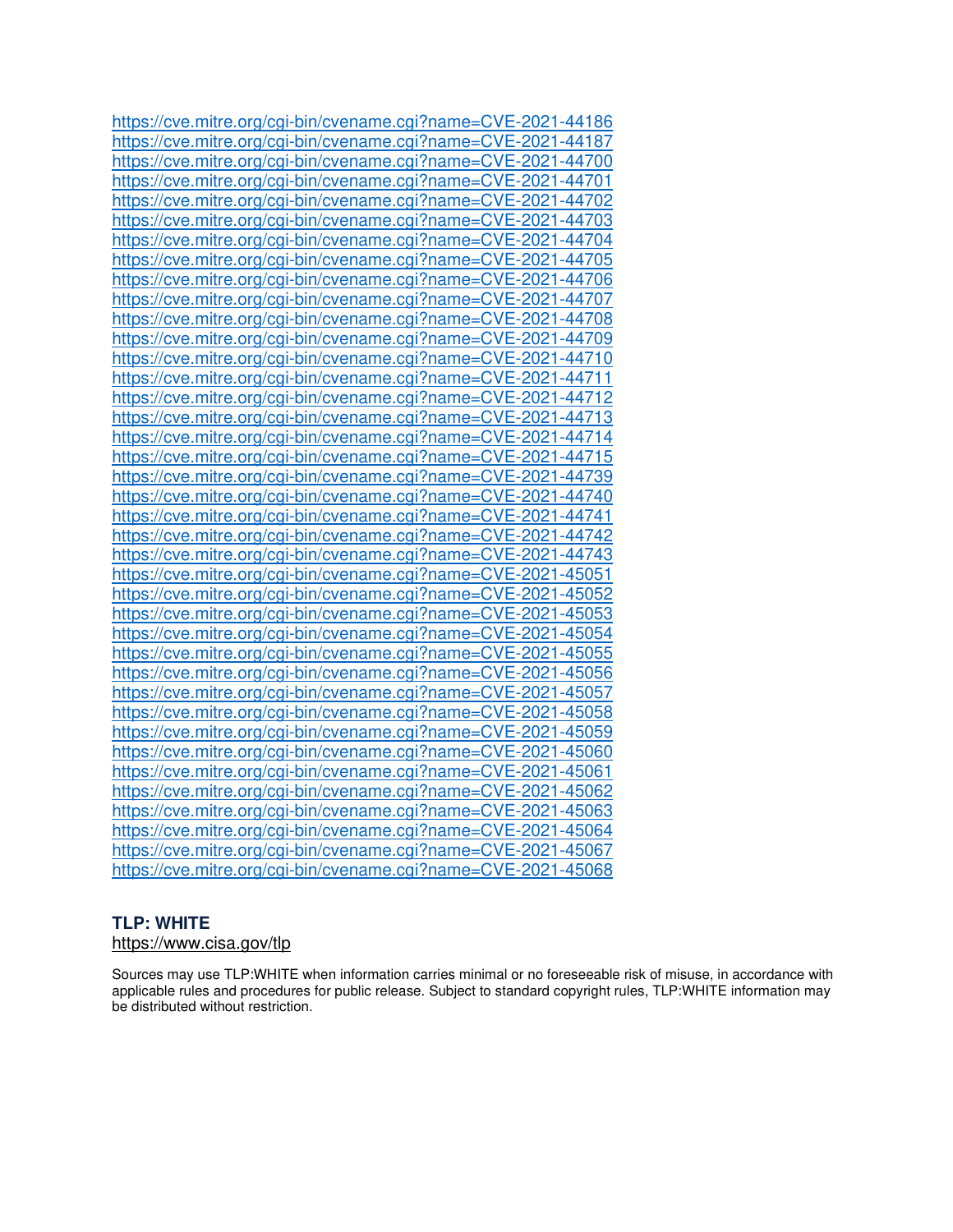https://cve.mitre.org/cgi-bin/cvename.cgi?name=CVE-2021-44186
https://cve.mitre.org/cgi-bin/cvename.cgi?name=CVE-2021-44187
https://cve.mitre.org/cgi-bin/cvename.cgi?name=CVE-2021-44700
https://cve.mitre.org/cgi-bin/cvename.cgi?name=CVE-2021-44701
https://cve.mitre.org/cgi-bin/cvename.cgi?name=CVE-2021-44702
https://cve.mitre.org/cgi-bin/cvename.cgi?name=CVE-2021-44703
https://cve.mitre.org/cgi-bin/cvename.cgi?name=CVE-2021-44704
https://cve.mitre.org/cgi-bin/cvename.cgi?name=CVE-2021-44705
https://cve.mitre.org/cgi-bin/cvename.cgi?name=CVE-2021-44706
https://cve.mitre.org/cgi-bin/cvename.cgi?name=CVE-2021-44707
https://cve.mitre.org/cgi-bin/cvename.cgi?name=CVE-2021-44708
https://cve.mitre.org/cgi-bin/cvename.cgi?name=CVE-2021-44709
https://cve.mitre.org/cgi-bin/cvename.cgi?name=CVE-2021-44710
https://cve.mitre.org/cgi-bin/cvename.cgi?name=CVE-2021-44711
https://cve.mitre.org/cgi-bin/cvename.cgi?name=CVE-2021-44712
https://cve.mitre.org/cgi-bin/cvename.cgi?name=CVE-2021-44713
https://cve.mitre.org/cgi-bin/cvename.cgi?name=CVE-2021-44714
https://cve.mitre.org/cgi-bin/cvename.cgi?name=CVE-2021-44715
https://cve.mitre.org/cgi-bin/cvename.cgi?name=CVE-2021-44739
https://cve.mitre.org/cgi-bin/cvename.cgi?name=CVE-2021-44740
https://cve.mitre.org/cgi-bin/cvename.cgi?name=CVE-2021-44741
https://cve.mitre.org/cgi-bin/cvename.cgi?name=CVE-2021-44742
https://cve.mitre.org/cgi-bin/cvename.cgi?name=CVE-2021-44743
https://cve.mitre.org/cgi-bin/cvename.cgi?name=CVE-2021-45051
https://cve.mitre.org/cgi-bin/cvename.cgi?name=CVE-2021-45052
https://cve.mitre.org/cgi-bin/cvename.cgi?name=CVE-2021-45053
https://cve.mitre.org/cgi-bin/cvename.cgi?name=CVE-2021-45054
https://cve.mitre.org/cgi-bin/cvename.cgi?name=CVE-2021-45055
https://cve.mitre.org/cgi-bin/cvename.cgi?name=CVE-2021-45056
https://cve.mitre.org/cgi-bin/cvename.cgi?name=CVE-2021-45057
https://cve.mitre.org/cgi-bin/cvename.cgi?name=CVE-2021-45058
https://cve.mitre.org/cgi-bin/cvename.cgi?name=CVE-2021-45059
https://cve.mitre.org/cgi-bin/cvename.cgi?name=CVE-2021-45060
https://cve.mitre.org/cgi-bin/cvename.cgi?name=CVE-2021-45061
https://cve.mitre.org/cgi-bin/cvename.cgi?name=CVE-2021-45062
https://cve.mitre.org/cgi-bin/cvename.cgi?name=CVE-2021-45063
https://cve.mitre.org/cgi-bin/cvename.cgi?name=CVE-2021-45064
https://cve.mitre.org/cgi-bin/cvename.cgi?name=CVE-2021-45067
https://cve.mitre.org/cgi-bin/cvename.cgi?name=CVE-2021-45068

**TLP: WHITE**

https://www.cisa.gov/tlp

Sources may use TLP:WHITE when information carries minimal or no foreseeable risk of misuse, in accordance with applicable rules and procedures for public release. Subject to standard copyright rules, TLP:WHITE information may be distributed without restriction.